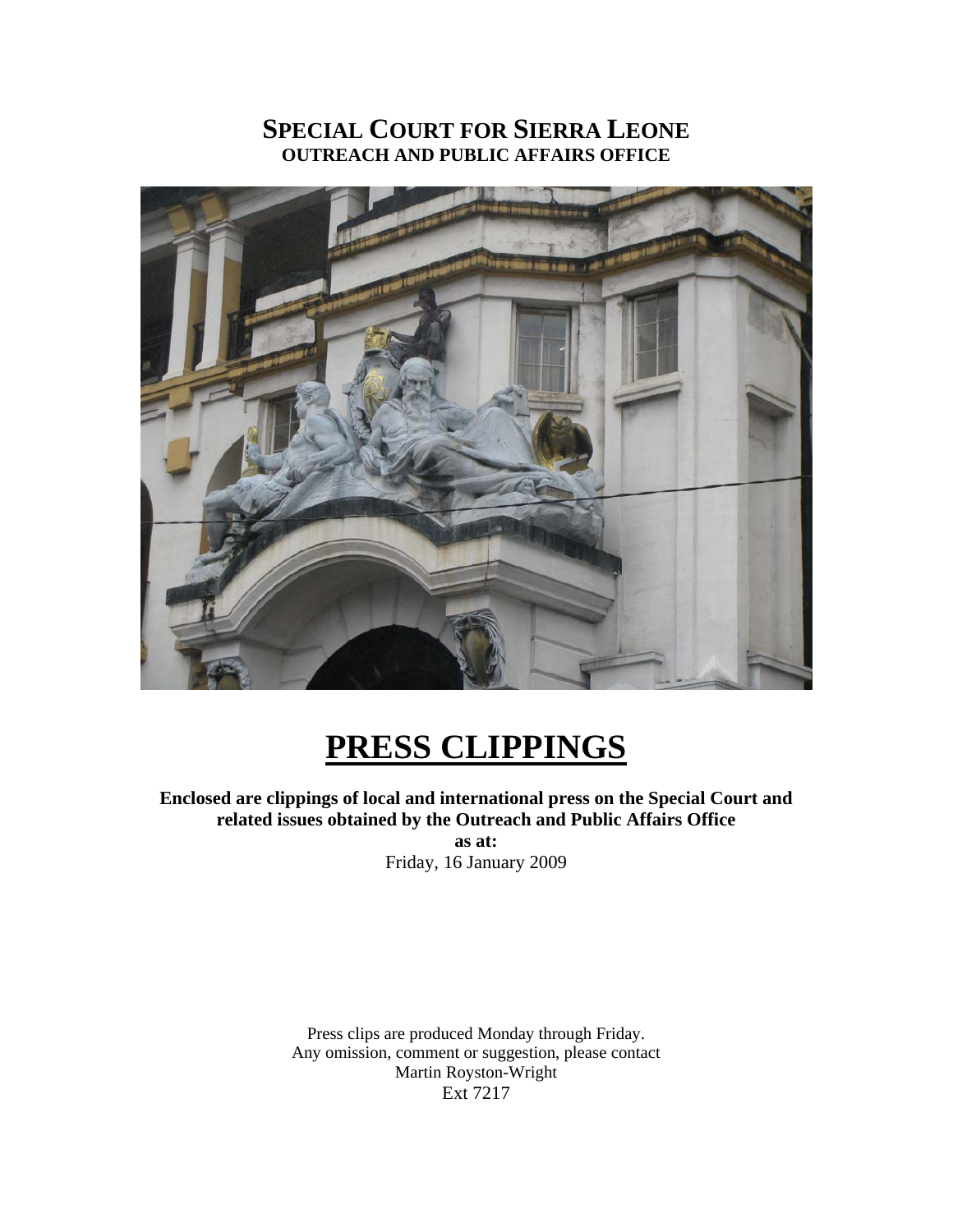# SPECIAL COURT FOR SIERRA LEONE

## OUTREACH AND PUBLIC AFFAIRS OFFICE

# PRESS CLIPPINGS

**Enclosed are clippings of local and international press on the Special Court and related issues obtained by the Outreach and Public Affairs Office**

**as at:**

Friday, 16 January 2009

Press clips are produced Monday through Friday.
Any omission, comment or suggestion, please contact
Martin Royston-Wright
Ext 7217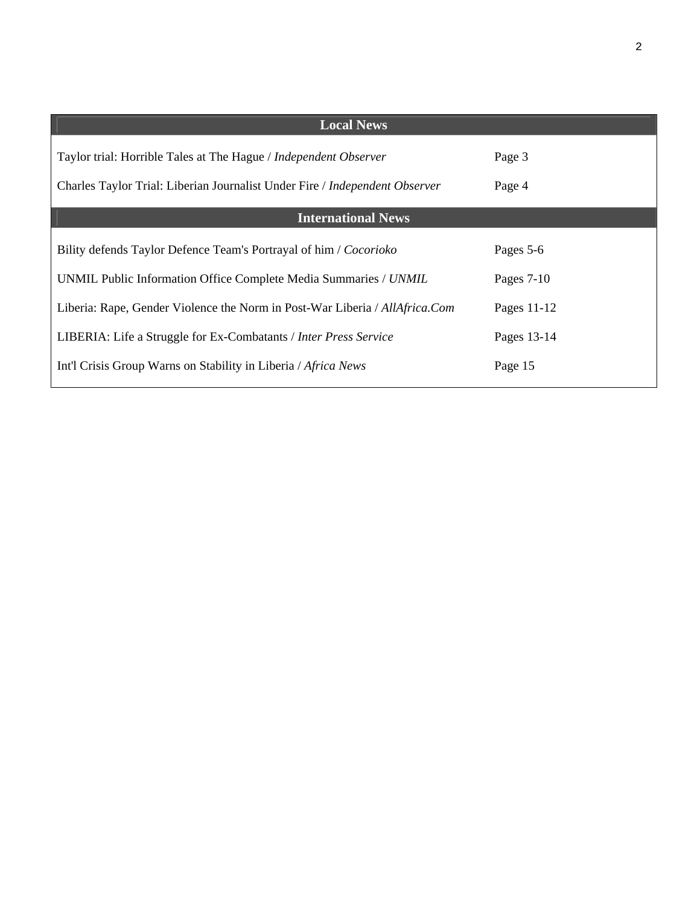| Local News | |
| --- | --- |
| Taylor trial: Horrible Tales at The Hague / *Independent Observer* | Page 3 |
| Charles Taylor Trial: Liberian Journalist Under Fire / *Independent Observer* | Page 4 |
| **International News** | |
| Bility defends Taylor Defence Team's Portrayal of him / *Cocorioko* | Pages 5-6 |
| UNMIL Public Information Office Complete Media Summaries / *UNMIL* | Pages 7-10 |
| Liberia: Rape, Gender Violence the Norm in Post-War Liberia / *AllAfrica.Com* | Pages 11-12 |
| LIBERIA: Life a Struggle for Ex-Combatants / *Inter Press Service* | Pages 13-14 |
| Int'l Crisis Group Warns on Stability in Liberia / *Africa News* | Page 15 |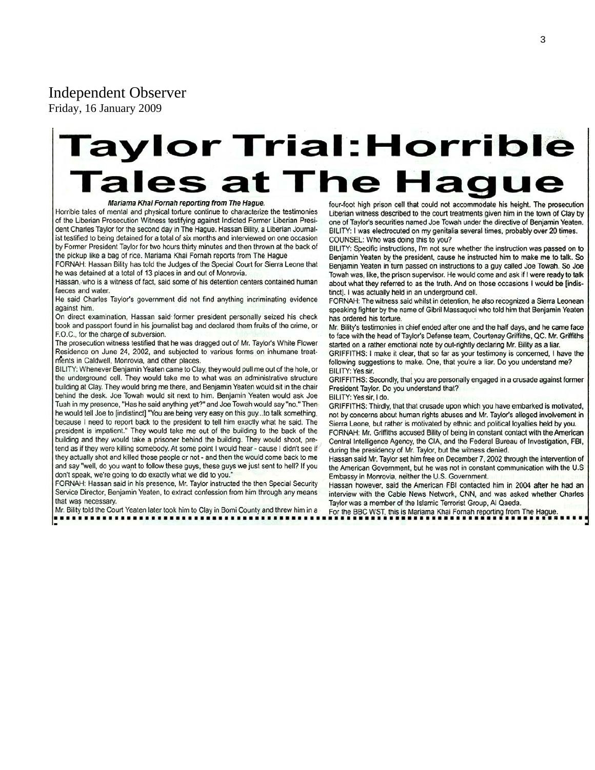Independent Observer
Friday, 16 January 2009

# Taylor Trial: Horrible Tales at The Hague

***Mariama Khai Fornah reporting from The Hague.***

Horrible tales of mental and physical torture continue to characterize the testimonies of the Liberian Prosecution Witness testifying against Indicted Former Liberian President Charles Taylor for the second day in The Hague. Hassan Bility, a Liberian Journalist testified to being detained for a total of six months and interviewed on one occasion by Former President Taylor for two hours thirty minutes and then thrown at the back of the pickup like a bag of rice. Mariama Khai Fornah reports from The Hague

FORNAH: Hassan Bility has told the Judges of the Special Court for Sierra Leone that he was detained at a total of 13 places in and out of Monrovia.

Hassan, who is a witness of fact, said some of his detention centers contained human faeces and water.

He said Charles Taylor's government did not find anything incriminating evidence against him.

On direct examination, Hassan said former president personally seized his check book and passport found in his journalist bag and declared them fruits of the crime, or F.O.C., for the charge of subversion.

The prosecution witness testified that he was dragged out of Mr. Taylor's White Flower Residence on June 24, 2002, and subjected to various forms on inhumane treatments in Caldwell, Monrovia, and other places.

BILITY: Whenever Benjamin Yeaten came to Clay, they would pull me out of the hole, or the underground cell. They would take me to what was an administrative structure building at Clay. They would bring me there, and Benjamin Yeaten would sit in the chair behind the desk. Joe Towah would sit next to him. Benjamin Yeaten would ask Joe Tuah in my presence, "Has he said anything yet?" and Joe Towah would say "no." Then he would tell Joe to [indistinct] "You are being very easy on this guy...to talk something, because I need to report back to the president to tell him exactly what he said. The president is impatient." They would take me out of the building to the back of the building and they would take a prisoner behind the building. They would shoot, pretend as if they were killing somebody. At some point I would hear - cause I didn't see if they actually shot and killed those people or not - and then the would come back to me and say "well, do you want to follow these guys, these guys we just sent to hell? If you don't speak, we're going to do exactly what we did to you."

FORNAH: Hassan said in his presence, Mr. Taylor instructed the then Special Security Service Director, Benjamin Yeaten, to extract confession from him through any means that was necessary.

Mr. Bility told the Court Yeaten later took him to Clay in Bomi County and threw him in a four-foot high prison cell that could not accommodate his height. The prosecution Liberian witness described to the court treatments given him in the town of Clay by one of Taylor's securities named Joe Towah under the directive of Benjamin Yeaten.

BILITY: I was electrocuted on my genitalia several times, probably over 20 times.

COUNSEL: Who was doing this to you?

BILITY: Specific instructions, I'm not sure whether the instruction was passed on to Benjamin Yeaten by the president, cause he instructed him to make me to talk. So Benjamin Yeaten in turn passed on instructions to a guy called Joe Towah. So Joe Towah was, like, the prison supervisor. He would come and ask if I were ready to talk about what they referred to as the truth. And on those occasions I would be [indistinct]. I was actually held in an underground cell.

FORNAH: The witness said whilst in detention, he also recognized a Sierra Leonean speaking fighter by the name of Gibril Massaquoi who told him that Benjamin Yeaten has ordered his torture.

Mr. Bility's testimonies in chief ended after one and the half days, and he came face to face with the head of Taylor's Defense team, Courtenay Griffiths, QC. Mr. Griffiths started on a rather emotional note by out-rightly declaring Mr. Bility as a liar.

GRIFFITHS: I make it clear, that so far as your testimony is concerned, I have the following suggestions to make. One, that you're a liar. Do you understand me?

BILITY: Yes sir.

GRIFFITHS: Secondly, that you are personally engaged in a crusade against former President Taylor. Do you understand that?

BILITY: Yes sir, I do.

GRIFFITHS: Thirdly, that that crusade upon which you have embarked is motivated, not by concerns about human rights abuses and Mr. Taylor's alleged involvement in Sierra Leone, but rather is motivated by ethnic and political loyalties held by you.

FORNAH: Mr. Griffiths accused Bility of being in constant contact with the American Central Intelligence Agency, the CIA, and the Federal Bureau of Investigation, FBI, during the presidency of Mr. Taylor, but the witness denied.

Hassan said Mr. Taylor set him free on December 7, 2002 through the intervention of the American Government, but he was not in constant communication with the U.S Embassy in Monrovia, neither the U.S. Government.

Hassan however, said the American FBI contacted him in 2004 after he had an interview with the Cable News Network, CNN, and was asked whether Charles Taylor was a member of the Islamic Terrorist Group, Al Qaeda.

For the BBC WST, this is Mariama Khai Fornah reporting from The Hague.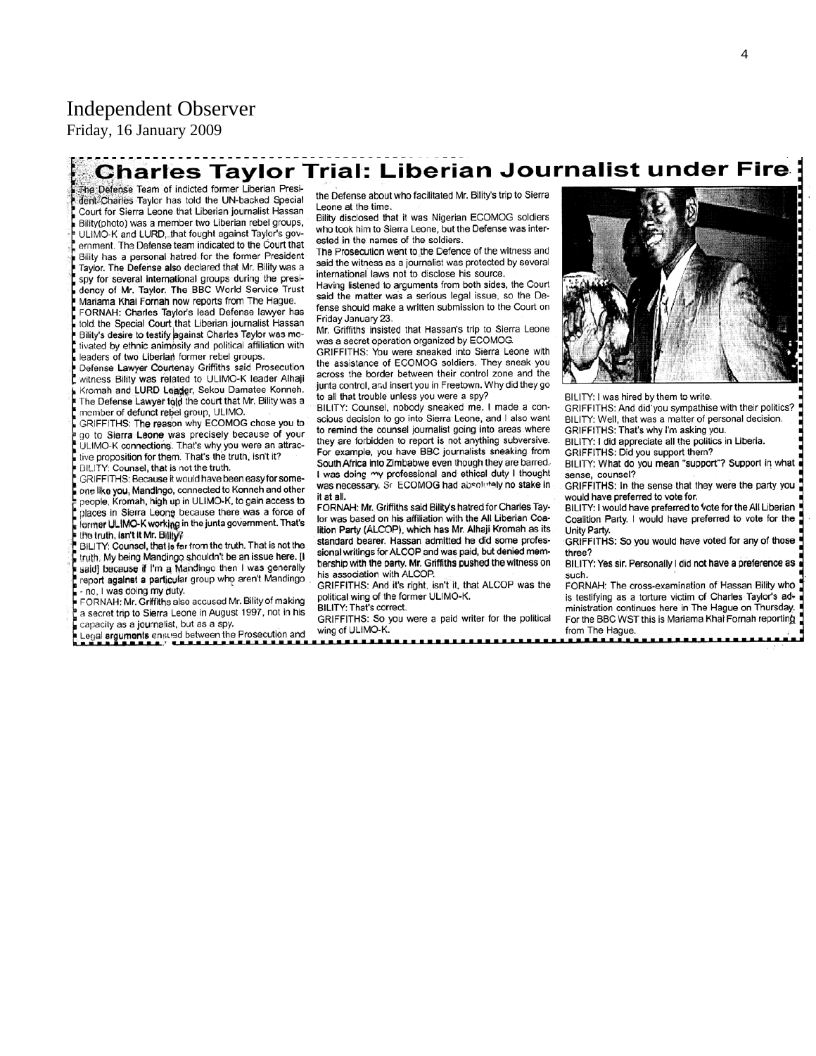Independent Observer
Friday, 16 January 2009

# Charles Taylor Trial: Liberian Journalist under Fire

The Defense Team of indicted former Liberian President Charles Taylor has told the UN-backed Special Court for Sierra Leone that Liberian journalist Hassan Bility(photo) was a member two Liberian rebel groups, ULIMO-K and LURD, that fought against Taylor's government. The Defense team indicated to the Court that Bility has a personal hatred for the former President Taylor. The Defense also declared that Mr. Bility was a spy for several international groups during the presidency of Mr. Taylor. The BBC World Service Trust Mariama Khai Fornah now reports from The Hague.

FORNAH: Charles Taylor's lead Defense lawyer has told the Special Court that Liberian journalist Hassan Bility's desire to testify against Charles Taylor was motivated by ethnic animosity and political affiliation with leaders of two Liberian former rebel groups.

Defense Lawyer Courtenay Griffiths said Prosecution witness Bility was related to ULIMO-K leader Alhaji Kromah and LURD Leader, Sekou Damatee Konneh. The Defense Lawyer told the court that Mr. Bility was a member of defunct rebel group, ULIMO.

GRIFFITHS: The reason why ECOMOG chose you to go to Sierra Leone was precisely because of your ULIMO-K connections. That's why you were an attractive proposition for them. That's the truth, isn't it?

BILITY: Counsel, that is not the truth.

GRIFFITHS: Because it would have been easy for someone like you, Mandingo, connected to Konneh and other people, Kromah, high up in ULIMO-K, to gain access to places in Sierra Leone because there was a force of former ULIMO-K working in the junta government. That's the truth, isn't it Mr. Bility?

BILITY: Counsel, that is far from the truth. That is not the truth. My being Mandingo shouldn't be an issue here. [I said] because if I'm a Mandingo then I was generally report against a particular group who aren't Mandingo - no, I was doing my duty.

FORNAH: Mr. Griffiths also accused Mr. Bility of making a secret trip to Sierra Leone in August 1997, not in his capacity as a journalist, but as a spy.

Legal arguments ensued between the Prosecution and the Defense about who facilitated Mr. Bility's trip to Sierra Leone at the time.

Bility disclosed that it was Nigerian ECOMOG soldiers who took him to Sierra Leone, but the Defense was interested in the names of the soldiers.

The Prosecution went to the Defence of the witness and said the witness as a journalist was protected by several international laws not to disclose his source.

Having listened to arguments from both sides, the Court said the matter was a serious legal issue, so the Defense should make a written submission to the Court on Friday January 23.

Mr. Griffiths insisted that Hassan's trip to Sierra Leone was a secret operation organized by ECOMOG.

GRIFFITHS: You were sneaked into Sierra Leone with the assistance of ECOMOG soldiers. They sneak you across the border between their control zone and the junta control, and insert you in Freetown. Why did they go to all that trouble unless you were a spy?

BILITY: Counsel, nobody sneaked me. I made a conscious decision to go into Sierra Leone, and I also want to remind the counsel journalist going into areas where they are forbidden to report is not anything subversive. For example, you have BBC journalists sneaking from South Africa into Zimbabwe even though they are barred. I was doing my professional and ethical duty I thought was necessary. So ECOMOG had absolutely no stake in it at all.

FORNAH: Mr. Griffiths said Bility's hatred for Charles Taylor was based on his affiliation with the All Liberian Coalition Party (ALCOP), which has Mr. Alhaji Kromah as its standard bearer. Hassan admitted he did some professional writings for ALCOP and was paid, but denied membership with the party. Mr. Griffiths pushed the witness on his association with ALCOP.

GRIFFITHS: And it's right, isn't it, that ALCOP was the political wing of the former ULIMO-K.

BILITY: That's correct.

GRIFFITHS: So you were a paid writer for the political wing of ULIMO-K.

BILITY: I was hired by them to write.

GRIFFITHS: And did you sympathise with their politics?

BILITY: Well, that was a matter of personal decision.

GRIFFITHS: That's why I'm asking you.

BILITY: I did appreciate all the politics in Liberia.

GRIFFITHS: Did you support them?

BILITY: What do you mean "support"? Support in what sense, counsel?

GRIFFITHS: In the sense that they were the party you would have preferred to vote for.

BILITY: I would have preferred to vote for the All Liberian Coalition Party. I would have preferred to vote for the Unity Party.

GRIFFITHS: So you would have voted for any of those three?

BILITY: Yes sir. Personally I did not have a preference as such.

FORNAH: The cross-examination of Hassan Bility who is testifying as a torture victim of Charles Taylor's administration continues here in The Hague on Thursday. For the BBC WST this is Mariama Khai Fornah reporting from The Hague.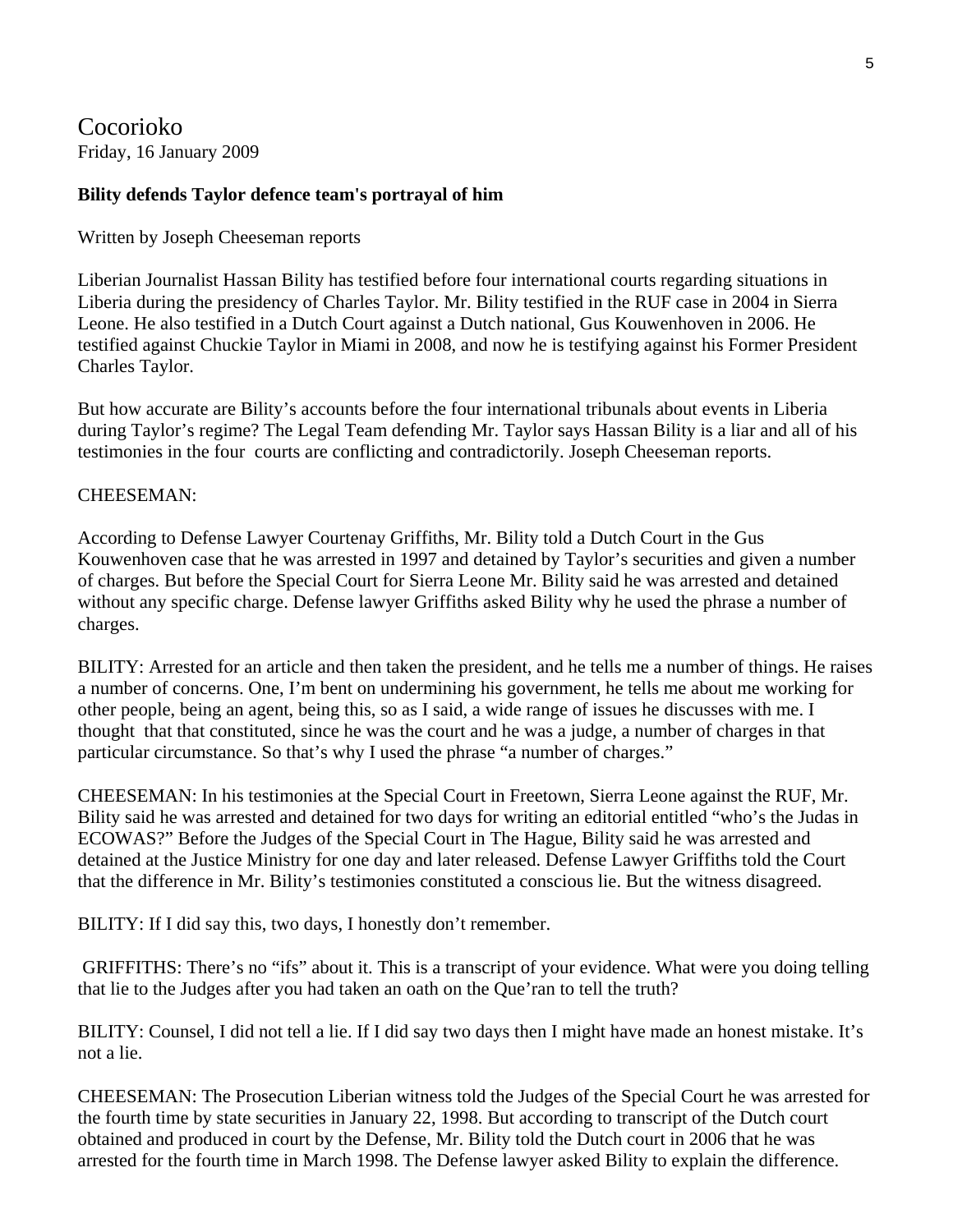Cocorioko
Friday, 16 January 2009

**Bility defends Taylor defence team's portrayal of him**

Written by Joseph Cheeseman reports

Liberian Journalist Hassan Bility has testified before four international courts regarding situations in Liberia during the presidency of Charles Taylor. Mr. Bility testified in the RUF case in 2004 in Sierra Leone. He also testified in a Dutch Court against a Dutch national, Gus Kouwenhoven in 2006. He testified against Chuckie Taylor in Miami in 2008, and now he is testifying against his Former President Charles Taylor.

But how accurate are Bility's accounts before the four international tribunals about events in Liberia during Taylor's regime? The Legal Team defending Mr. Taylor says Hassan Bility is a liar and all of his testimonies in the four courts are conflicting and contradictorily. Joseph Cheeseman reports.

CHEESEMAN:

According to Defense Lawyer Courtenay Griffiths, Mr. Bility told a Dutch Court in the Gus Kouwenhoven case that he was arrested in 1997 and detained by Taylor's securities and given a number of charges. But before the Special Court for Sierra Leone Mr. Bility said he was arrested and detained without any specific charge. Defense lawyer Griffiths asked Bility why he used the phrase a number of charges.

BILITY: Arrested for an article and then taken the president, and he tells me a number of things. He raises a number of concerns. One, I'm bent on undermining his government, he tells me about me working for other people, being an agent, being this, so as I said, a wide range of issues he discusses with me. I thought that that constituted, since he was the court and he was a judge, a number of charges in that particular circumstance. So that's why I used the phrase "a number of charges."

CHEESEMAN: In his testimonies at the Special Court in Freetown, Sierra Leone against the RUF, Mr. Bility said he was arrested and detained for two days for writing an editorial entitled "who's the Judas in ECOWAS?" Before the Judges of the Special Court in The Hague, Bility said he was arrested and detained at the Justice Ministry for one day and later released. Defense Lawyer Griffiths told the Court that the difference in Mr. Bility's testimonies constituted a conscious lie. But the witness disagreed.

BILITY: If I did say this, two days, I honestly don't remember.

GRIFFITHS: There's no "ifs" about it. This is a transcript of your evidence. What were you doing telling that lie to the Judges after you had taken an oath on the Que'ran to tell the truth?

BILITY: Counsel, I did not tell a lie. If I did say two days then I might have made an honest mistake. It's not a lie.

CHEESEMAN: The Prosecution Liberian witness told the Judges of the Special Court he was arrested for the fourth time by state securities in January 22, 1998. But according to transcript of the Dutch court obtained and produced in court by the Defense, Mr. Bility told the Dutch court in 2006 that he was arrested for the fourth time in March 1998. The Defense lawyer asked Bility to explain the difference.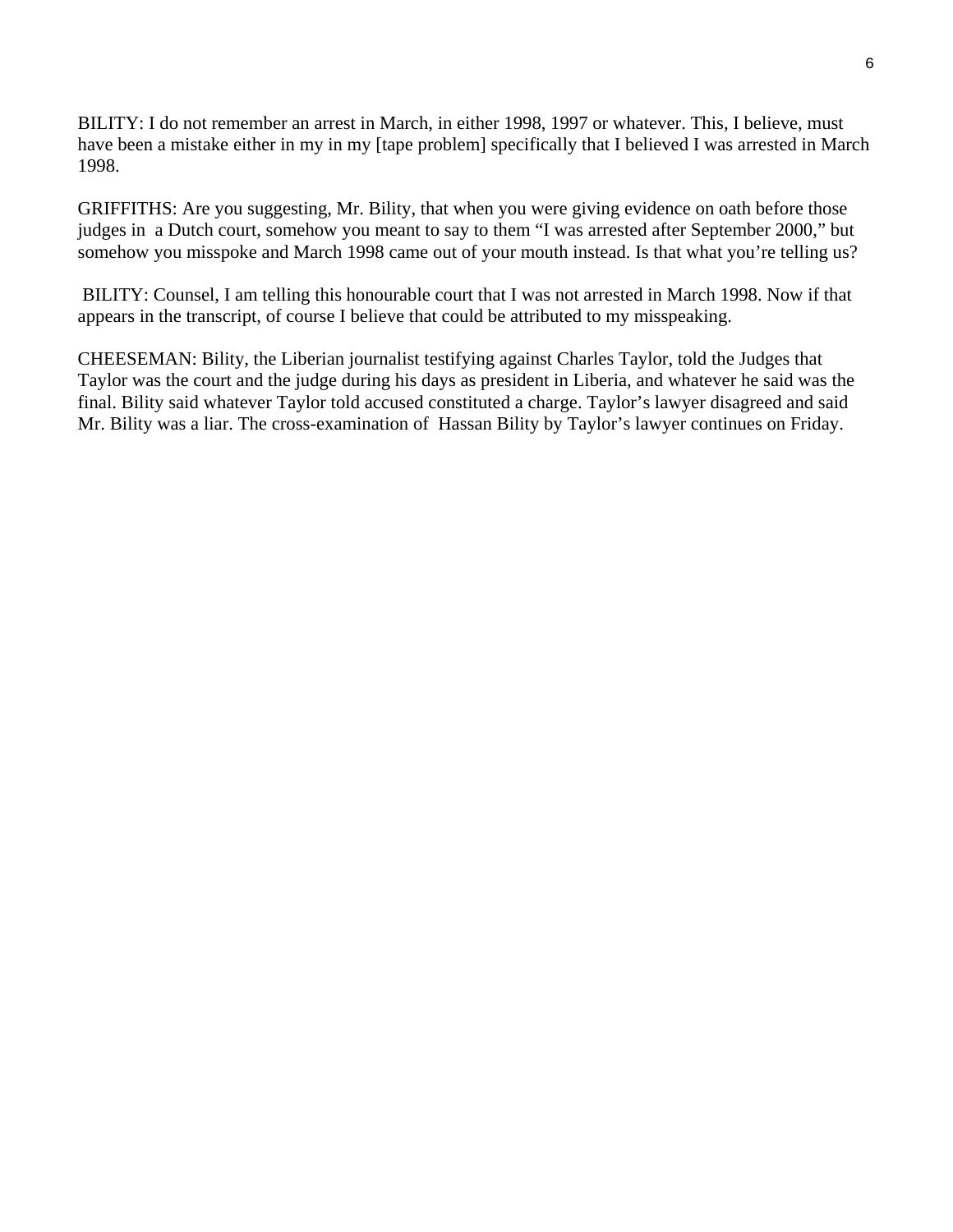BILITY: I do not remember an arrest in March, in either 1998, 1997 or whatever. This, I believe, must have been a mistake either in my in my [tape problem] specifically that I believed I was arrested in March 1998.

GRIFFITHS: Are you suggesting, Mr. Bility, that when you were giving evidence on oath before those judges in  a Dutch court, somehow you meant to say to them "I was arrested after September 2000," but somehow you misspoke and March 1998 came out of your mouth instead. Is that what you're telling us?

BILITY: Counsel, I am telling this honourable court that I was not arrested in March 1998. Now if that appears in the transcript, of course I believe that could be attributed to my misspeaking.

CHEESEMAN: Bility, the Liberian journalist testifying against Charles Taylor, told the Judges that Taylor was the court and the judge during his days as president in Liberia, and whatever he said was the final. Bility said whatever Taylor told accused constituted a charge. Taylor's lawyer disagreed and said Mr. Bility was a liar. The cross-examination of  Hassan Bility by Taylor's lawyer continues on Friday.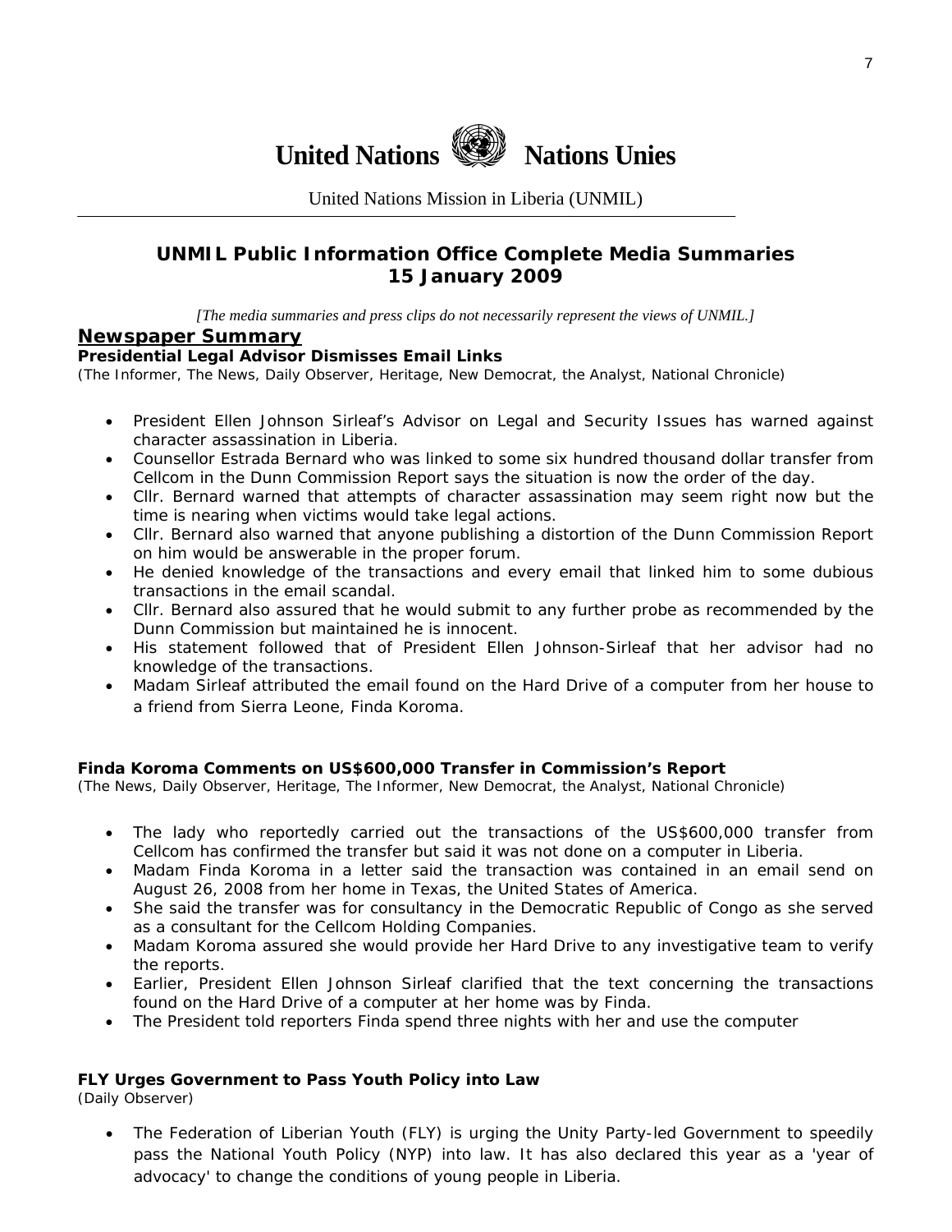# United Nations Nations Unies

United Nations Mission in Liberia (UNMIL)

## UNMIL Public Information Office Complete Media Summaries 15 January 2009

*[The media summaries and press clips do not necessarily represent the views of UNMIL.]*

## Newspaper Summary

### Presidential Legal Advisor Dismisses Email Links

(The Informer, The News, Daily Observer, Heritage, New Democrat, the Analyst, National Chronicle)

- President Ellen Johnson Sirleaf's Advisor on Legal and Security Issues has warned against character assassination in Liberia.
- Counsellor Estrada Bernard who was linked to some six hundred thousand dollar transfer from Cellcom in the Dunn Commission Report says the situation is now the order of the day.
- Cllr. Bernard warned that attempts of character assassination may seem right now but the time is nearing when victims would take legal actions.
- Cllr. Bernard also warned that anyone publishing a distortion of the Dunn Commission Report on him would be answerable in the proper forum.
- He denied knowledge of the transactions and every email that linked him to some dubious transactions in the email scandal.
- Cllr. Bernard also assured that he would submit to any further probe as recommended by the Dunn Commission but maintained he is innocent.
- His statement followed that of President Ellen Johnson-Sirleaf that her advisor had no knowledge of the transactions.
- Madam Sirleaf attributed the email found on the Hard Drive of a computer from her house to a friend from Sierra Leone, Finda Koroma.

### Finda Koroma Comments on US$600,000 Transfer in Commission's Report

(The News, Daily Observer, Heritage, The Informer, New Democrat, the Analyst, National Chronicle)

- The lady who reportedly carried out the transactions of the US$600,000 transfer from Cellcom has confirmed the transfer but said it was not done on a computer in Liberia.
- Madam Finda Koroma in a letter said the transaction was contained in an email send on August 26, 2008 from her home in Texas, the United States of America.
- She said the transfer was for consultancy in the Democratic Republic of Congo as she served as a consultant for the Cellcom Holding Companies.
- Madam Koroma assured she would provide her Hard Drive to any investigative team to verify the reports.
- Earlier, President Ellen Johnson Sirleaf clarified that the text concerning the transactions found on the Hard Drive of a computer at her home was by Finda.
- The President told reporters Finda spend three nights with her and use the computer

### FLY Urges Government to Pass Youth Policy into Law

(Daily Observer)

- The Federation of Liberian Youth (FLY) is urging the Unity Party-led Government to speedily pass the National Youth Policy (NYP) into law. It has also declared this year as a 'year of advocacy' to change the conditions of young people in Liberia.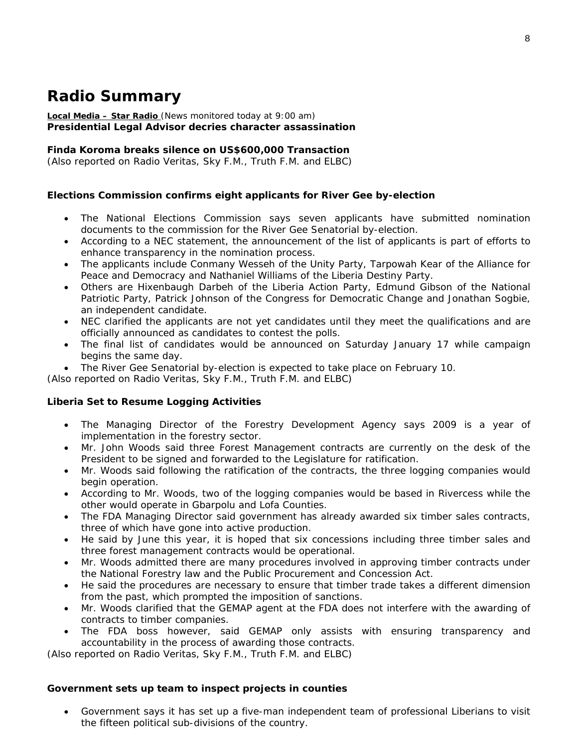# Radio Summary

**Local Media – Star Radio** (News monitored today at 9:00 am)
**Presidential Legal Advisor decries character assassination**

**Finda Koroma breaks silence on US$600,000 Transaction**
*(Also reported on Radio Veritas, Sky F.M., Truth F.M. and ELBC)*

**Elections Commission confirms eight applicants for River Gee by-election**

- The National Elections Commission says seven applicants have submitted nomination documents to the commission for the River Gee Senatorial by-election.
- According to a NEC statement, the announcement of the list of applicants is part of efforts to enhance transparency in the nomination process.
- The applicants include Conmany Wesseh of the Unity Party, Tarpowah Kear of the Alliance for Peace and Democracy and Nathaniel Williams of the Liberia Destiny Party.
- Others are Hixenbaugh Darbeh of the Liberia Action Party, Edmund Gibson of the National Patriotic Party, Patrick Johnson of the Congress for Democratic Change and Jonathan Sogbie, an independent candidate.
- NEC clarified the applicants are not yet candidates until they meet the qualifications and are officially announced as candidates to contest the polls.
- The final list of candidates would be announced on Saturday January 17 while campaign begins the same day.
- The River Gee Senatorial by-election is expected to take place on February 10.

*(Also reported on Radio Veritas, Sky F.M., Truth F.M. and ELBC)*

**Liberia Set to Resume Logging Activities**

- The Managing Director of the Forestry Development Agency says 2009 is a year of implementation in the forestry sector.
- Mr. John Woods said three Forest Management contracts are currently on the desk of the President to be signed and forwarded to the Legislature for ratification.
- Mr. Woods said following the ratification of the contracts, the three logging companies would begin operation.
- According to Mr. Woods, two of the logging companies would be based in Rivercess while the other would operate in Gbarpolu and Lofa Counties.
- The FDA Managing Director said government has already awarded six timber sales contracts, three of which have gone into active production.
- He said by June this year, it is hoped that six concessions including three timber sales and three forest management contracts would be operational.
- Mr. Woods admitted there are many procedures involved in approving timber contracts under the National Forestry law and the Public Procurement and Concession Act.
- He said the procedures are necessary to ensure that timber trade takes a different dimension from the past, which prompted the imposition of sanctions.
- Mr. Woods clarified that the GEMAP agent at the FDA does not interfere with the awarding of contracts to timber companies.
- The FDA boss however, said GEMAP only assists with ensuring transparency and accountability in the process of awarding those contracts.

*(Also reported on Radio Veritas, Sky F.M., Truth F.M. and ELBC)*

**Government sets up team to inspect projects in counties**

- Government says it has set up a five-man independent team of professional Liberians to visit the fifteen political sub-divisions of the country.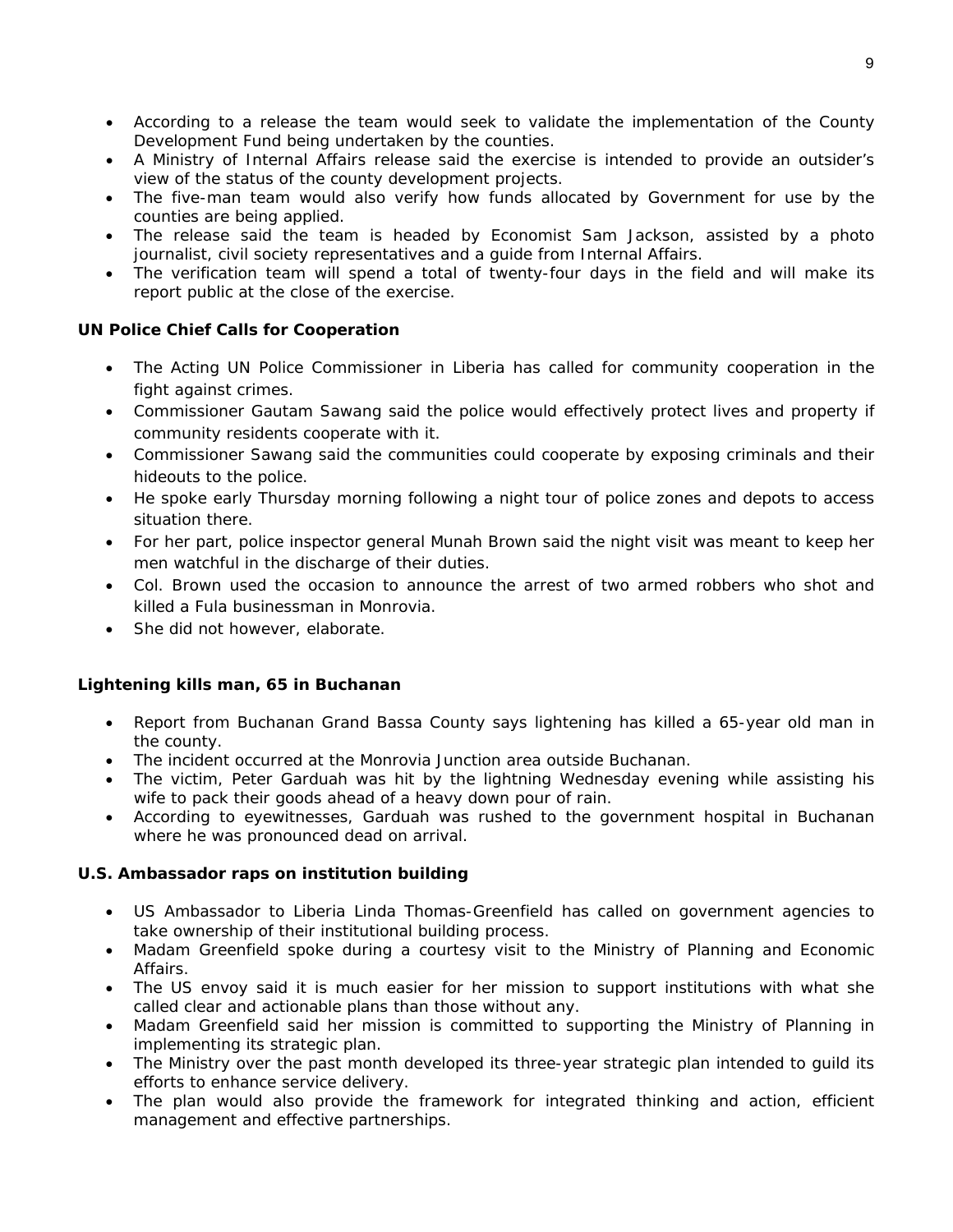- According to a release the team would seek to validate the implementation of the County Development Fund being undertaken by the counties.
- A Ministry of Internal Affairs release said the exercise is intended to provide an outsider's view of the status of the county development projects.
- The five-man team would also verify how funds allocated by Government for use by the counties are being applied.
- The release said the team is headed by Economist Sam Jackson, assisted by a photo journalist, civil society representatives and a guide from Internal Affairs.
- The verification team will spend a total of twenty-four days in the field and will make its report public at the close of the exercise.

**UN Police Chief Calls for Cooperation**

- The Acting UN Police Commissioner in Liberia has called for community cooperation in the fight against crimes.
- Commissioner Gautam Sawang said the police would effectively protect lives and property if community residents cooperate with it.
- Commissioner Sawang said the communities could cooperate by exposing criminals and their hideouts to the police.
- He spoke early Thursday morning following a night tour of police zones and depots to access situation there.
- For her part, police inspector general Munah Brown said the night visit was meant to keep her men watchful in the discharge of their duties.
- Col. Brown used the occasion to announce the arrest of two armed robbers who shot and killed a Fula businessman in Monrovia.
- She did not however, elaborate.

**Lightening kills man, 65 in Buchanan**

- Report from Buchanan Grand Bassa County says lightening has killed a 65-year old man in the county.
- The incident occurred at the Monrovia Junction area outside Buchanan.
- The victim, Peter Garduah was hit by the lightning Wednesday evening while assisting his wife to pack their goods ahead of a heavy down pour of rain.
- According to eyewitnesses, Garduah was rushed to the government hospital in Buchanan where he was pronounced dead on arrival.

**U.S. Ambassador raps on institution building**

- US Ambassador to Liberia Linda Thomas-Greenfield has called on government agencies to take ownership of their institutional building process.
- Madam Greenfield spoke during a courtesy visit to the Ministry of Planning and Economic Affairs.
- The US envoy said it is much easier for her mission to support institutions with what she called clear and actionable plans than those without any.
- Madam Greenfield said her mission is committed to supporting the Ministry of Planning in implementing its strategic plan.
- The Ministry over the past month developed its three-year strategic plan intended to guild its efforts to enhance service delivery.
- The plan would also provide the framework for integrated thinking and action, efficient management and effective partnerships.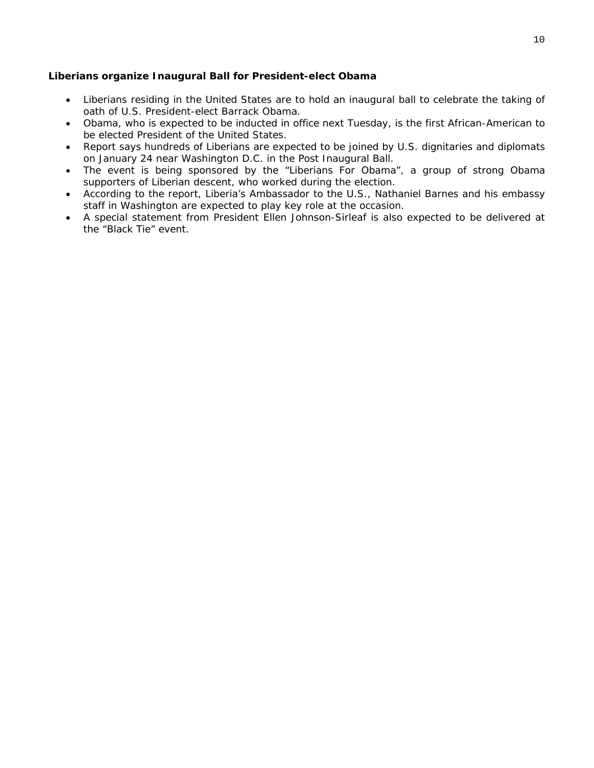**Liberians organize Inaugural Ball for President-elect Obama**

- Liberians residing in the United States are to hold an inaugural ball to celebrate the taking of oath of U.S. President-elect Barrack Obama.
- Obama, who is expected to be inducted in office next Tuesday, is the first African-American to be elected President of the United States.
- Report says hundreds of Liberians are expected to be joined by U.S. dignitaries and diplomats on January 24 near Washington D.C. in the Post Inaugural Ball.
- The event is being sponsored by the "Liberians For Obama", a group of strong Obama supporters of Liberian descent, who worked during the election.
- According to the report, Liberia's Ambassador to the U.S., Nathaniel Barnes and his embassy staff in Washington are expected to play key role at the occasion.
- A special statement from President Ellen Johnson-Sirleaf is also expected to be delivered at the "Black Tie" event.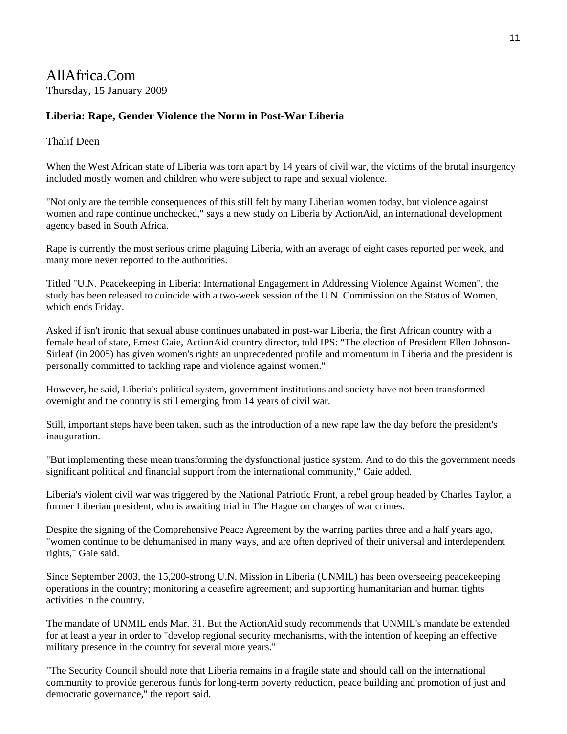AllAfrica.Com
Thursday, 15 January 2009

**Liberia: Rape, Gender Violence the Norm in Post-War Liberia**

Thalif Deen

When the West African state of Liberia was torn apart by 14 years of civil war, the victims of the brutal insurgency included mostly women and children who were subject to rape and sexual violence.

"Not only are the terrible consequences of this still felt by many Liberian women today, but violence against women and rape continue unchecked," says a new study on Liberia by ActionAid, an international development agency based in South Africa.

Rape is currently the most serious crime plaguing Liberia, with an average of eight cases reported per week, and many more never reported to the authorities.

Titled "U.N. Peacekeeping in Liberia: International Engagement in Addressing Violence Against Women", the study has been released to coincide with a two-week session of the U.N. Commission on the Status of Women, which ends Friday.

Asked if isn't ironic that sexual abuse continues unabated in post-war Liberia, the first African country with a female head of state, Ernest Gaie, ActionAid country director, told IPS: "The election of President Ellen Johnson-Sirleaf (in 2005) has given women's rights an unprecedented profile and momentum in Liberia and the president is personally committed to tackling rape and violence against women."

However, he said, Liberia's political system, government institutions and society have not been transformed overnight and the country is still emerging from 14 years of civil war.

Still, important steps have been taken, such as the introduction of a new rape law the day before the president's inauguration.

"But implementing these mean transforming the dysfunctional justice system. And to do this the government needs significant political and financial support from the international community," Gaie added.

Liberia's violent civil war was triggered by the National Patriotic Front, a rebel group headed by Charles Taylor, a former Liberian president, who is awaiting trial in The Hague on charges of war crimes.

Despite the signing of the Comprehensive Peace Agreement by the warring parties three and a half years ago, "women continue to be dehumanised in many ways, and are often deprived of their universal and interdependent rights," Gaie said.

Since September 2003, the 15,200-strong U.N. Mission in Liberia (UNMIL) has been overseeing peacekeeping operations in the country; monitoring a ceasefire agreement; and supporting humanitarian and human tights activities in the country.

The mandate of UNMIL ends Mar. 31. But the ActionAid study recommends that UNMIL's mandate be extended for at least a year in order to "develop regional security mechanisms, with the intention of keeping an effective military presence in the country for several more years."

"The Security Council should note that Liberia remains in a fragile state and should call on the international community to provide generous funds for long-term poverty reduction, peace building and promotion of just and democratic governance," the report said.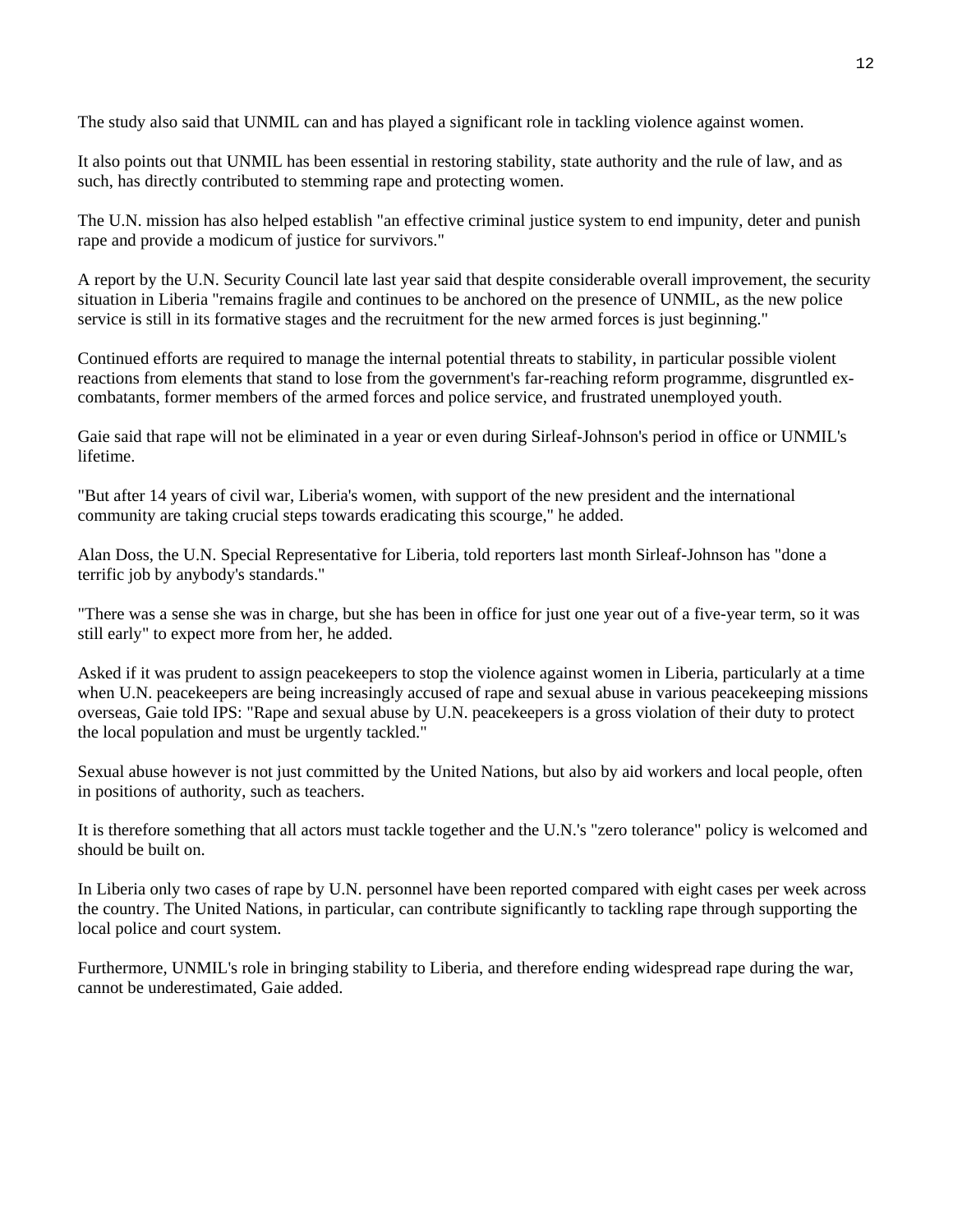The study also said that UNMIL can and has played a significant role in tackling violence against women.

It also points out that UNMIL has been essential in restoring stability, state authority and the rule of law, and as such, has directly contributed to stemming rape and protecting women.

The U.N. mission has also helped establish "an effective criminal justice system to end impunity, deter and punish rape and provide a modicum of justice for survivors."

A report by the U.N. Security Council late last year said that despite considerable overall improvement, the security situation in Liberia "remains fragile and continues to be anchored on the presence of UNMIL, as the new police service is still in its formative stages and the recruitment for the new armed forces is just beginning."

Continued efforts are required to manage the internal potential threats to stability, in particular possible violent reactions from elements that stand to lose from the government's far-reaching reform programme, disgruntled ex-combatants, former members of the armed forces and police service, and frustrated unemployed youth.

Gaie said that rape will not be eliminated in a year or even during Sirleaf-Johnson's period in office or UNMIL's lifetime.

"But after 14 years of civil war, Liberia's women, with support of the new president and the international community are taking crucial steps towards eradicating this scourge," he added.

Alan Doss, the U.N. Special Representative for Liberia, told reporters last month Sirleaf-Johnson has "done a terrific job by anybody's standards."

"There was a sense she was in charge, but she has been in office for just one year out of a five-year term, so it was still early" to expect more from her, he added.

Asked if it was prudent to assign peacekeepers to stop the violence against women in Liberia, particularly at a time when U.N. peacekeepers are being increasingly accused of rape and sexual abuse in various peacekeeping missions overseas, Gaie told IPS: "Rape and sexual abuse by U.N. peacekeepers is a gross violation of their duty to protect the local population and must be urgently tackled."

Sexual abuse however is not just committed by the United Nations, but also by aid workers and local people, often in positions of authority, such as teachers.

It is therefore something that all actors must tackle together and the U.N.'s "zero tolerance" policy is welcomed and should be built on.

In Liberia only two cases of rape by U.N. personnel have been reported compared with eight cases per week across the country. The United Nations, in particular, can contribute significantly to tackling rape through supporting the local police and court system.

Furthermore, UNMIL's role in bringing stability to Liberia, and therefore ending widespread rape during the war, cannot be underestimated, Gaie added.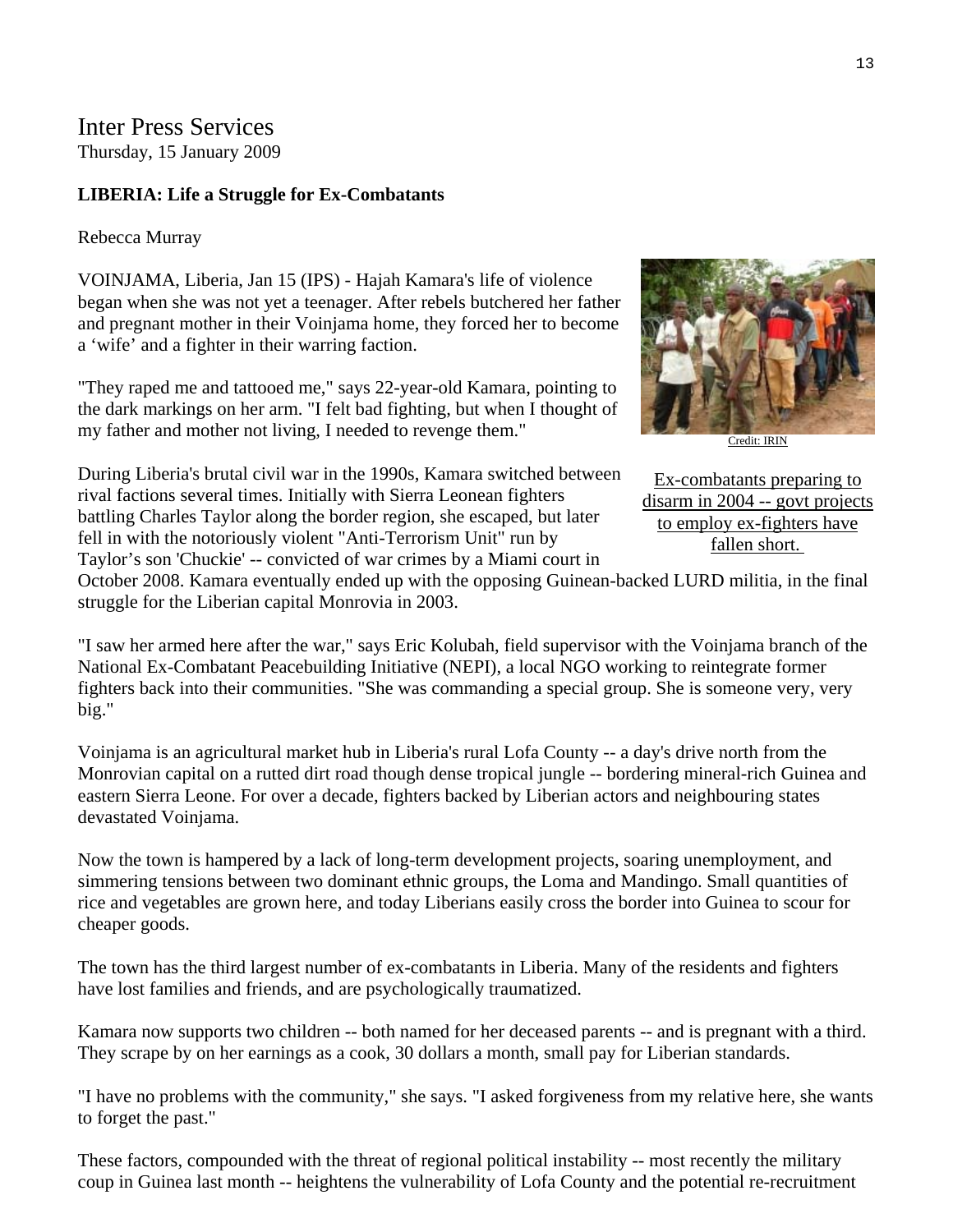Inter Press Services
Thursday, 15 January 2009

**LIBERIA: Life a Struggle for Ex-Combatants**

Rebecca Murray

VOINJAMA, Liberia, Jan 15 (IPS) - Hajah Kamara's life of violence began when she was not yet a teenager. After rebels butchered her father and pregnant mother in their Voinjama home, they forced her to become a 'wife' and a fighter in their warring faction.

"They raped me and tattooed me," says 22-year-old Kamara, pointing to the dark markings on her arm. "I felt bad fighting, but when I thought of my father and mother not living, I needed to revenge them."

Credit: IRIN

Ex-combatants preparing to disarm in 2004 -- govt projects to employ ex-fighters have fallen short.

During Liberia's brutal civil war in the 1990s, Kamara switched between rival factions several times. Initially with Sierra Leonean fighters battling Charles Taylor along the border region, she escaped, but later fell in with the notoriously violent "Anti-Terrorism Unit" run by Taylor's son 'Chuckie' -- convicted of war crimes by a Miami court in October 2008. Kamara eventually ended up with the opposing Guinean-backed LURD militia, in the final struggle for the Liberian capital Monrovia in 2003.

"I saw her armed here after the war," says Eric Kolubah, field supervisor with the Voinjama branch of the National Ex-Combatant Peacebuilding Initiative (NEPI), a local NGO working to reintegrate former fighters back into their communities. "She was commanding a special group. She is someone very, very big."

Voinjama is an agricultural market hub in Liberia's rural Lofa County -- a day's drive north from the Monrovian capital on a rutted dirt road though dense tropical jungle -- bordering mineral-rich Guinea and eastern Sierra Leone. For over a decade, fighters backed by Liberian actors and neighbouring states devastated Voinjama.

Now the town is hampered by a lack of long-term development projects, soaring unemployment, and simmering tensions between two dominant ethnic groups, the Loma and Mandingo. Small quantities of rice and vegetables are grown here, and today Liberians easily cross the border into Guinea to scour for cheaper goods.

The town has the third largest number of ex-combatants in Liberia. Many of the residents and fighters have lost families and friends, and are psychologically traumatized.

Kamara now supports two children -- both named for her deceased parents -- and is pregnant with a third. They scrape by on her earnings as a cook, 30 dollars a month, small pay for Liberian standards.

"I have no problems with the community," she says. "I asked forgiveness from my relative here, she wants to forget the past."

These factors, compounded with the threat of regional political instability -- most recently the military coup in Guinea last month -- heightens the vulnerability of Lofa County and the potential re-recruitment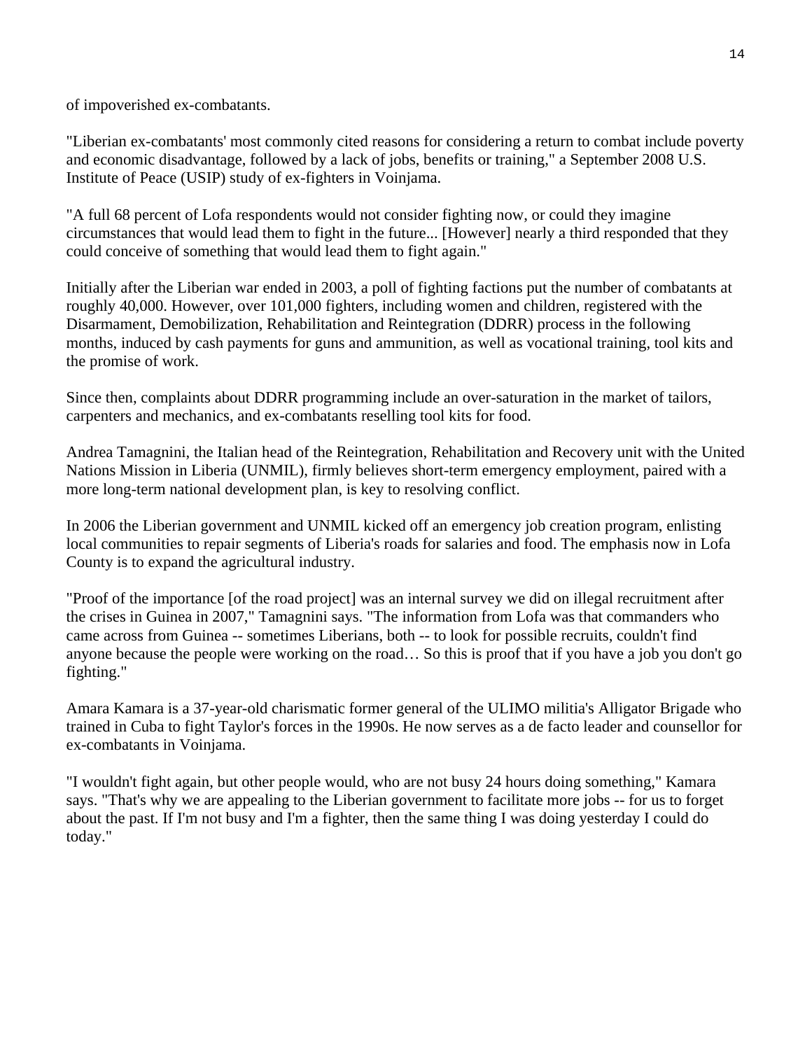of impoverished ex-combatants.

"Liberian ex-combatants' most commonly cited reasons for considering a return to combat include poverty and economic disadvantage, followed by a lack of jobs, benefits or training," a September 2008 U.S. Institute of Peace (USIP) study of ex-fighters in Voinjama.

"A full 68 percent of Lofa respondents would not consider fighting now, or could they imagine circumstances that would lead them to fight in the future... [However] nearly a third responded that they could conceive of something that would lead them to fight again."

Initially after the Liberian war ended in 2003, a poll of fighting factions put the number of combatants at roughly 40,000. However, over 101,000 fighters, including women and children, registered with the Disarmament, Demobilization, Rehabilitation and Reintegration (DDRR) process in the following months, induced by cash payments for guns and ammunition, as well as vocational training, tool kits and the promise of work.

Since then, complaints about DDRR programming include an over-saturation in the market of tailors, carpenters and mechanics, and ex-combatants reselling tool kits for food.

Andrea Tamagnini, the Italian head of the Reintegration, Rehabilitation and Recovery unit with the United Nations Mission in Liberia (UNMIL), firmly believes short-term emergency employment, paired with a more long-term national development plan, is key to resolving conflict.

In 2006 the Liberian government and UNMIL kicked off an emergency job creation program, enlisting local communities to repair segments of Liberia's roads for salaries and food. The emphasis now in Lofa County is to expand the agricultural industry.

"Proof of the importance [of the road project] was an internal survey we did on illegal recruitment after the crises in Guinea in 2007," Tamagnini says. "The information from Lofa was that commanders who came across from Guinea -- sometimes Liberians, both -- to look for possible recruits, couldn't find anyone because the people were working on the road… So this is proof that if you have a job you don't go fighting."

Amara Kamara is a 37-year-old charismatic former general of the ULIMO militia's Alligator Brigade who trained in Cuba to fight Taylor's forces in the 1990s. He now serves as a de facto leader and counsellor for ex-combatants in Voinjama.

"I wouldn't fight again, but other people would, who are not busy 24 hours doing something," Kamara says. "That's why we are appealing to the Liberian government to facilitate more jobs -- for us to forget about the past. If I'm not busy and I'm a fighter, then the same thing I was doing yesterday I could do today."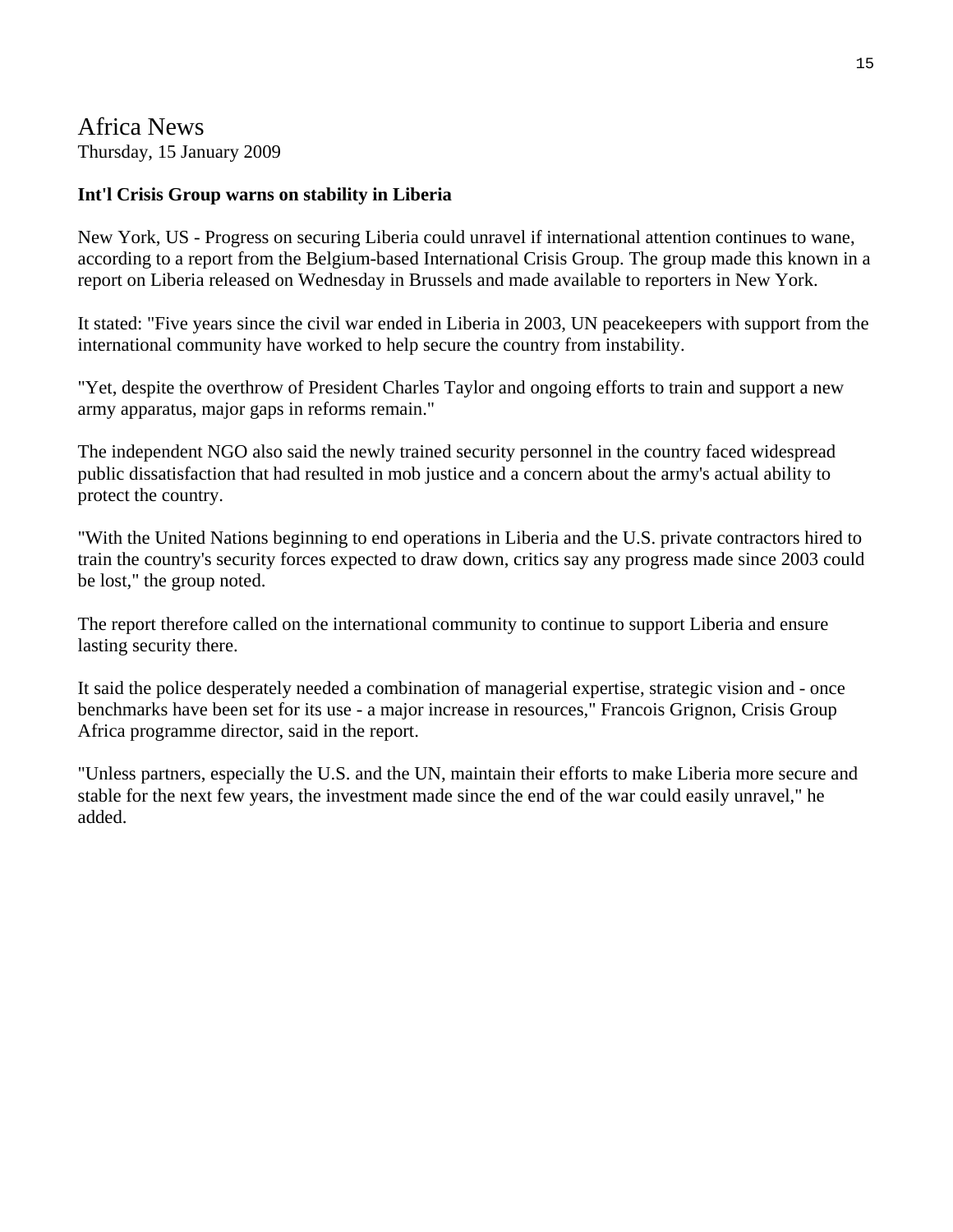# Africa News

Thursday, 15 January 2009

**Int'l Crisis Group warns on stability in Liberia**

New York, US - Progress on securing Liberia could unravel if international attention continues to wane, according to a report from the Belgium-based International Crisis Group. The group made this known in a report on Liberia released on Wednesday in Brussels and made available to reporters in New York.

It stated: "Five years since the civil war ended in Liberia in 2003, UN peacekeepers with support from the international community have worked to help secure the country from instability.

"Yet, despite the overthrow of President Charles Taylor and ongoing efforts to train and support a new army apparatus, major gaps in reforms remain."

The independent NGO also said the newly trained security personnel in the country faced widespread public dissatisfaction that had resulted in mob justice and a concern about the army's actual ability to protect the country.

"With the United Nations beginning to end operations in Liberia and the U.S. private contractors hired to train the country's security forces expected to draw down, critics say any progress made since 2003 could be lost," the group noted.

The report therefore called on the international community to continue to support Liberia and ensure lasting security there.

It said the police desperately needed a combination of managerial expertise, strategic vision and - once benchmarks have been set for its use - a major increase in resources," Francois Grignon, Crisis Group Africa programme director, said in the report.

"Unless partners, especially the U.S. and the UN, maintain their efforts to make Liberia more secure and stable for the next few years, the investment made since the end of the war could easily unravel," he added.